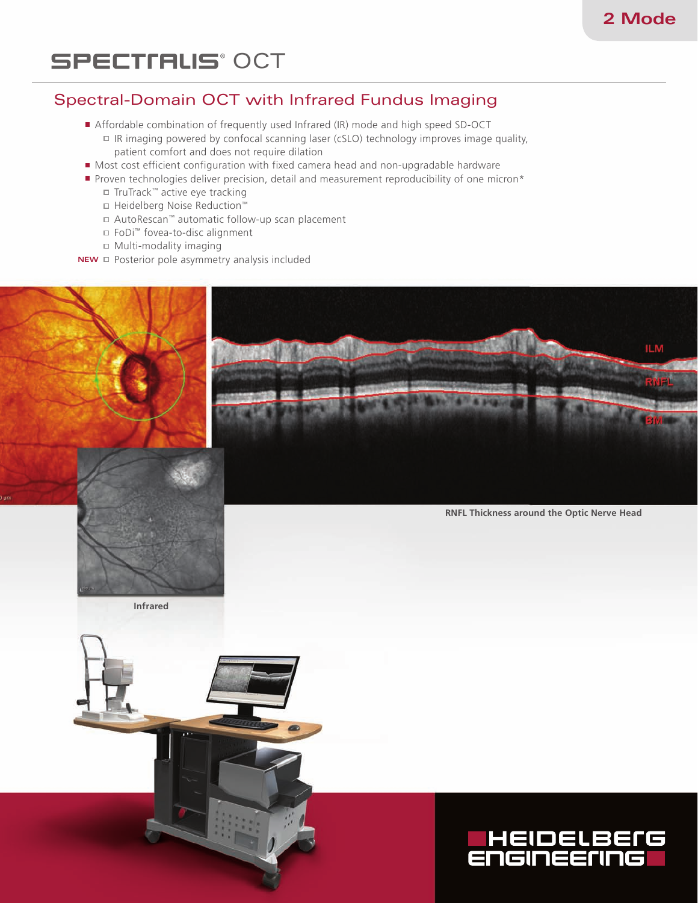2 Mode

# SPECTRALIS® OCT

## Spectral-Domain OCT with Infrared Fundus Imaging

- Affordable combination of frequently used Infrared (IR) mode and high speed SD-OCT
  - IR imaging powered by confocal scanning laser (cSLO) technology improves image quality, patient comfort and does not require dilation
- Most cost efficient configuration with fixed camera head and non-upgradable hardware
- Proven technologies deliver precision, detail and measurement reproducibility of one micron*
  - TruTrack™ active eye tracking
  - Heidelberg Noise Reduction™
  - AutoRescan™ automatic follow-up scan placement
  - FoDi™ fovea-to-disc alignment
  - Multi-modality imaging
  - NEW Posterior pole asymmetry analysis included

ILM

RNFL

BM

RNFL Thickness around the Optic Nerve Head

Infrared

HEIDELBERG ENGINEERING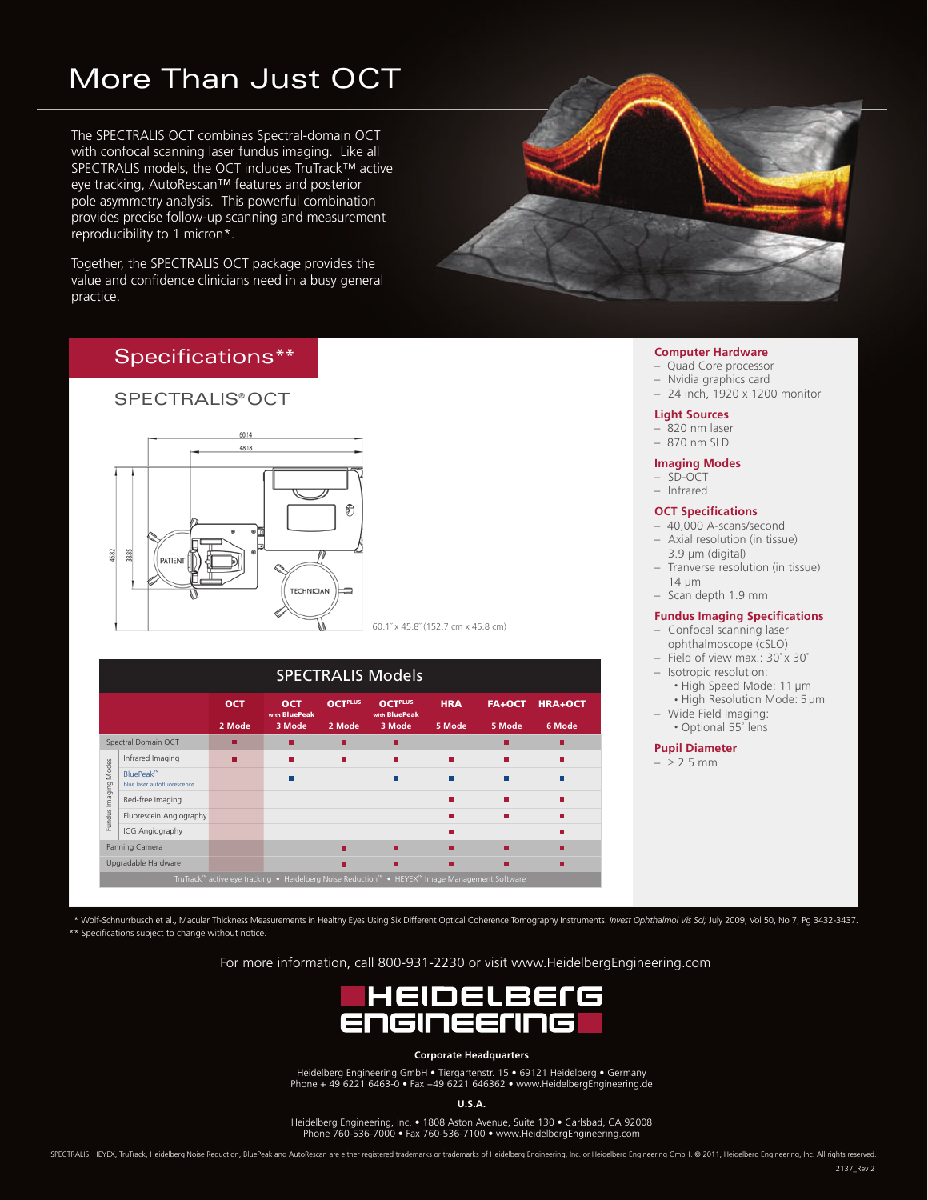# More Than Just OCT

The SPECTRALIS OCT combines Spectral-domain OCT with confocal scanning laser fundus imaging. Like all SPECTRALIS models, the OCT includes TruTrack™ active eye tracking, AutoRescan™ features and posterior pole asymmetry analysis. This powerful combination provides precise follow-up scanning and measurement reproducibility to 1 micron*.

Together, the SPECTRALIS OCT package provides the value and confidence clinicians need in a busy general practice.

## Specifications**

### SPECTRALIS® OCT

60.14
48.18
4582
3385
PATIENT
TECHNICIAN

60.1˝ x 45.8˝ (152.7 cm x 45.8 cm)

**SPECTRALIS Models**

| | | OCT 2 Mode | OCT with BluePeak 3 Mode | OCT^PLUS 2 Mode | OCT^PLUS with BluePeak 3 Mode | HRA 5 Mode | FA+OCT 5 Mode | HRA+OCT 6 Mode |
|---|---|---|---|---|---|---|---|---|
| Spectral Domain OCT | | ■ | ■ | ■ | ■ | | ■ | ■ |
| Fundus Imaging Modes | Infrared Imaging | ■ | ■ | ■ | ■ | ■ | ■ | ■ |
| | BluePeak™ blue laser autofluorescence | | ■ | | ■ | ■ | ■ | ■ |
| | Red-free Imaging | | | | | ■ | ■ | ■ |
| | Fluorescein Angiography | | | | | ■ | ■ | ■ |
| | ICG Angiography | | | | | ■ | | ■ |
| Panning Camera | | | | ■ | ■ | ■ | ■ | ■ |
| Upgradable Hardware | | | | ■ | ■ | ■ | ■ | ■ |

TruTrack™ active eye tracking • Heidelberg Noise Reduction™ • HEYEX™ Image Management Software

**Computer Hardware**
- Quad Core processor
- Nvidia graphics card
- 24 inch, 1920 x 1200 monitor

**Light Sources**
- 820 nm laser
- 870 nm SLD

**Imaging Modes**
- SD-OCT
- Infrared

**OCT Specifications**
- 40,000 A-scans/second
- Axial resolution (in tissue) 3.9 µm (digital)
- Tranverse resolution (in tissue) 14 µm
- Scan depth 1.9 mm

**Fundus Imaging Specifications**
- Confocal scanning laser ophthalmoscope (cSLO)
- Field of view max.: 30˚ x 30˚
- Isotropic resolution:
  - High Speed Mode: 11 µm
  - High Resolution Mode: 5 µm
- Wide Field Imaging:
  - Optional 55˚ lens

**Pupil Diameter**
- ≥ 2.5 mm

* Wolf-Schnurrbusch et al., Macular Thickness Measurements in Healthy Eyes Using Six Different Optical Coherence Tomography Instruments. *Invest Ophthalmol Vis Sci;* July 2009, Vol 50, No 7, Pg 3432-3437.
** Specifications subject to change without notice.

For more information, call 800-931-2230 or visit www.HeidelbergEngineering.com

HEIDELBERG ENGINEERING

**Corporate Headquarters**

Heidelberg Engineering GmbH • Tiergartenstr. 15 • 69121 Heidelberg • Germany
Phone + 49 6221 6463-0 • Fax +49 6221 646362 • www.HeidelbergEngineering.de

**U.S.A.**

Heidelberg Engineering, Inc. • 1808 Aston Avenue, Suite 130 • Carlsbad, CA 92008
Phone 760-536-7000 • Fax 760-536-7100 • www.HeidelbergEngineering.com

SPECTRALIS, HEYEX, TruTrack, Heidelberg Noise Reduction, BluePeak and AutoRescan are either registered trademarks or trademarks of Heidelberg Engineering, Inc. or Heidelberg Engineering GmbH. © 2011, Heidelberg Engineering, Inc. All rights reserved.

2137_Rev 2